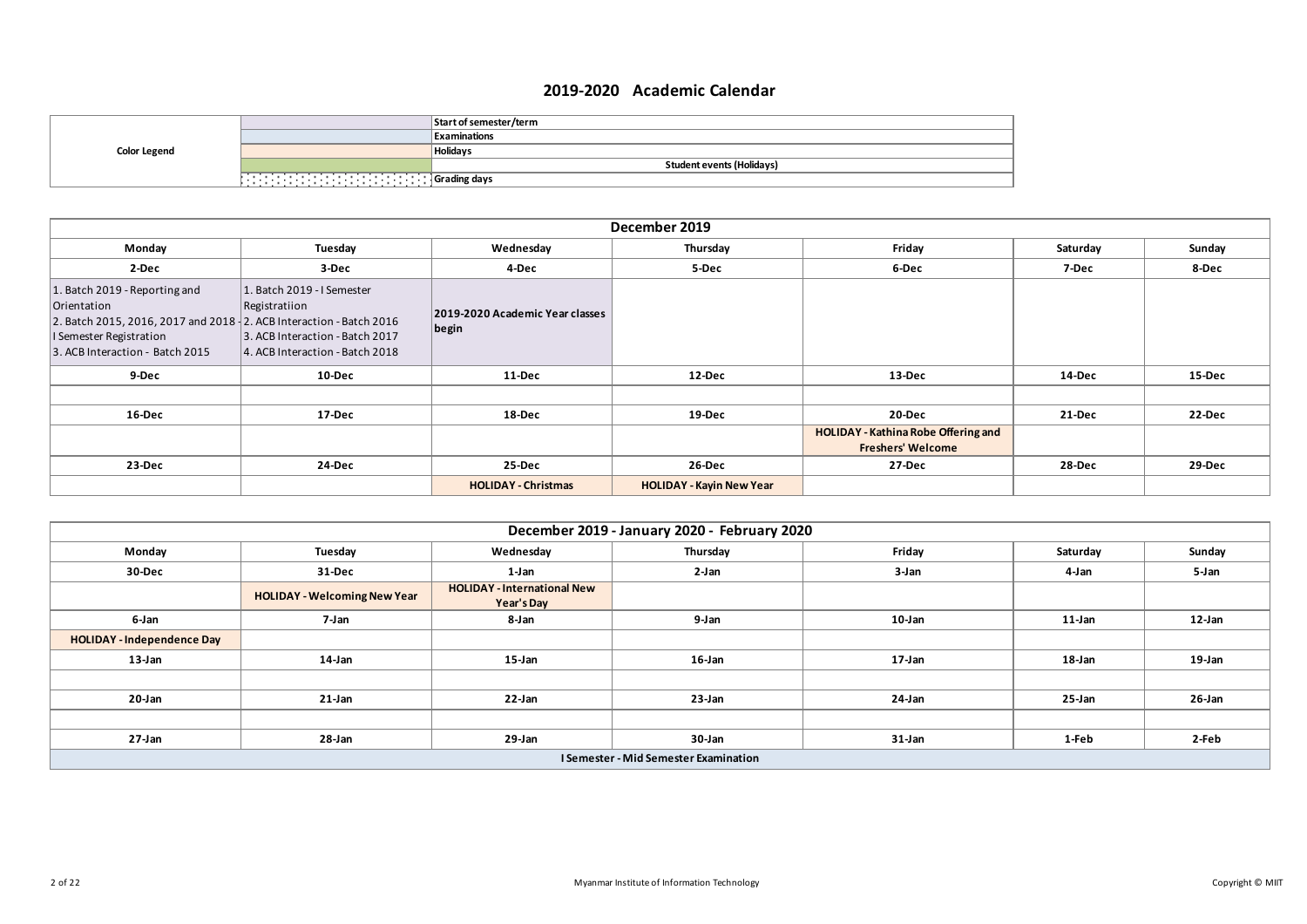# 2019-2020 Academic Calendar

| Color Legend | |
|---|---|
| | Start of semester/term |
| | Examinations |
| | Holidays |
| | Student events (Holidays) |
| | Grading days |

## December 2019

| Monday | Tuesday | Wednesday | Thursday | Friday | Saturday | Sunday |
|---|---|---|---|---|---|---|
| **2-Dec** | **3-Dec** | **4-Dec** | **5-Dec** | **6-Dec** | **7-Dec** | **8-Dec** |
| 1. Batch 2019 - Reporting and Orientation<br>2. Batch 2015, 2016, 2017 and 2018 - I Semester Registration<br>3. ACB Interaction - Batch 2015 | 1. Batch 2019 - I Semester Registratiion<br>2. ACB Interaction - Batch 2016<br>3. ACB Interaction - Batch 2017<br>4. ACB Interaction - Batch 2018 | **2019-2020 Academic Year classes begin** | | | | |
| **9-Dec** | **10-Dec** | **11-Dec** | **12-Dec** | **13-Dec** | **14-Dec** | **15-Dec** |
| | | | | | | |
| **16-Dec** | **17-Dec** | **18-Dec** | **19-Dec** | **20-Dec** | **21-Dec** | **22-Dec** |
| | | | | **HOLIDAY - Kathina Robe Offering and Freshers' Welcome** | | |
| **23-Dec** | **24-Dec** | **25-Dec** | **26-Dec** | **27-Dec** | **28-Dec** | **29-Dec** |
| | | **HOLIDAY - Christmas** | **HOLIDAY - Kayin New Year** | | | |

## December 2019 - January 2020 - February 2020

| Monday | Tuesday | Wednesday | Thursday | Friday | Saturday | Sunday |
|---|---|---|---|---|---|---|
| **30-Dec** | **31-Dec** | **1-Jan** | **2-Jan** | **3-Jan** | **4-Jan** | **5-Jan** |
| | **HOLIDAY - Welcoming New Year** | **HOLIDAY - International New Year's Day** | | | | |
| **6-Jan** | **7-Jan** | **8-Jan** | **9-Jan** | **10-Jan** | **11-Jan** | **12-Jan** |
| **HOLIDAY - Independence Day** | | | | | | |
| **13-Jan** | **14-Jan** | **15-Jan** | **16-Jan** | **17-Jan** | **18-Jan** | **19-Jan** |
| | | | | | | |
| **20-Jan** | **21-Jan** | **22-Jan** | **23-Jan** | **24-Jan** | **25-Jan** | **26-Jan** |
| | | | | | | |
| **27-Jan** | **28-Jan** | **29-Jan** | **30-Jan** | **31-Jan** | **1-Feb** | **2-Feb** |
| **I Semester - Mid Semester Examination** | | | | | | |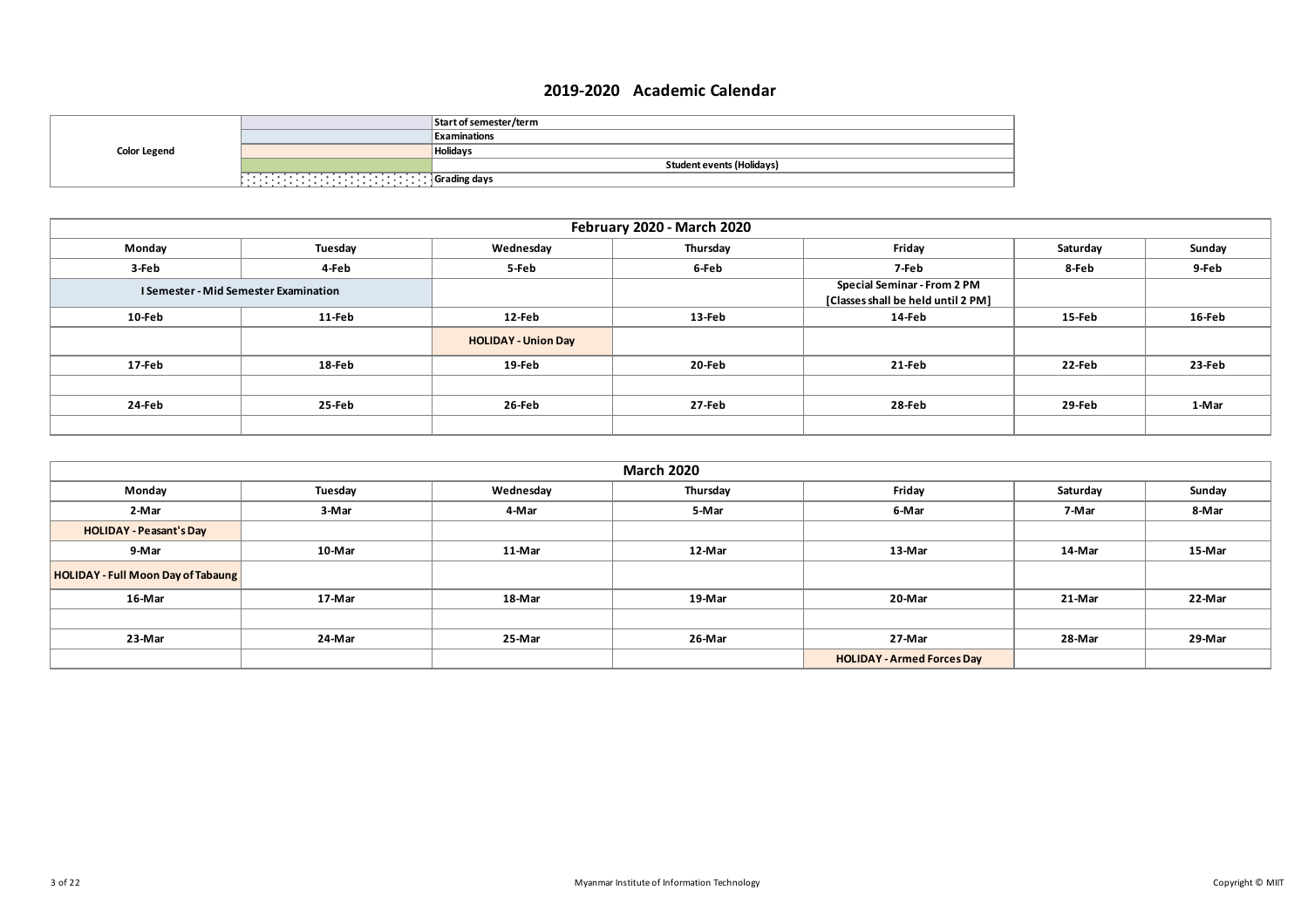# 2019-2020 Academic Calendar

| Color Legend | | |
|---|---|---|
| | | Start of semester/term |
| | | Examinations |
| | | Holidays |
| | | Student events (Holidays) |
| | | Grading days |

| February 2020 - March 2020 | | | | | | |
|---|---|---|---|---|---|---|
| **Monday** | **Tuesday** | **Wednesday** | **Thursday** | **Friday** | **Saturday** | **Sunday** |
| **3-Feb** | **4-Feb** | **5-Feb** | **6-Feb** | **7-Feb** | **8-Feb** | **9-Feb** |
| I Semester - Mid Semester Examination | | | | Special Seminar - From 2 PM [Classes shall be held until 2 PM] | | |
| **10-Feb** | **11-Feb** | **12-Feb** | **13-Feb** | **14-Feb** | **15-Feb** | **16-Feb** |
| | | HOLIDAY - Union Day | | | | |
| **17-Feb** | **18-Feb** | **19-Feb** | **20-Feb** | **21-Feb** | **22-Feb** | **23-Feb** |
| | | | | | | |
| **24-Feb** | **25-Feb** | **26-Feb** | **27-Feb** | **28-Feb** | **29-Feb** | **1-Mar** |
| | | | | | | |

| March 2020 | | | | | | |
|---|---|---|---|---|---|---|
| **Monday** | **Tuesday** | **Wednesday** | **Thursday** | **Friday** | **Saturday** | **Sunday** |
| **2-Mar** | **3-Mar** | **4-Mar** | **5-Mar** | **6-Mar** | **7-Mar** | **8-Mar** |
| HOLIDAY - Peasant's Day | | | | | | |
| **9-Mar** | **10-Mar** | **11-Mar** | **12-Mar** | **13-Mar** | **14-Mar** | **15-Mar** |
| HOLIDAY - Full Moon Day of Tabaung | | | | | | |
| **16-Mar** | **17-Mar** | **18-Mar** | **19-Mar** | **20-Mar** | **21-Mar** | **22-Mar** |
| | | | | | | |
| **23-Mar** | **24-Mar** | **25-Mar** | **26-Mar** | **27-Mar** | **28-Mar** | **29-Mar** |
| | | | | HOLIDAY - Armed Forces Day | | |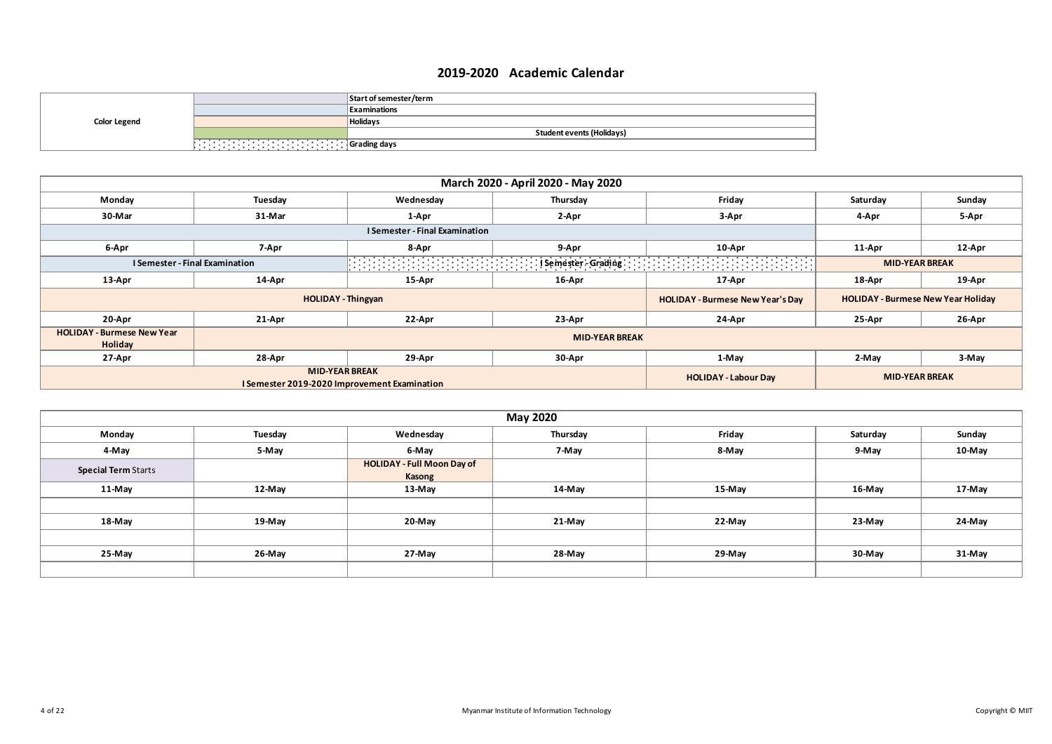# 2019-2020 Academic Calendar

| | | |
|---|---|---|
| Color Legend | | Start of semester/term |
| | | Examinations |
| | | Holidays |
| | | Student events (Holidays) |
| | | Grading days |

| March 2020 - April 2020 - May 2020 | | | | | | |
|---|---|---|---|---|---|---|
| Monday | Tuesday | Wednesday | Thursday | Friday | Saturday | Sunday |
| 30-Mar | 31-Mar | 1-Apr | 2-Apr | 3-Apr | 4-Apr | 5-Apr |
| I Semester - Final Examination | | | | | | |
| 6-Apr | 7-Apr | 8-Apr | 9-Apr | 10-Apr | 11-Apr | 12-Apr |
| I Semester - Final Examination | | I Semester - Grading | | | MID-YEAR BREAK | |
| 13-Apr | 14-Apr | 15-Apr | 16-Apr | 17-Apr | 18-Apr | 19-Apr |
| HOLIDAY - Thingyan | | | | HOLIDAY - Burmese New Year's Day | HOLIDAY - Burmese New Year Holiday | |
| 20-Apr | 21-Apr | 22-Apr | 23-Apr | 24-Apr | 25-Apr | 26-Apr |
| HOLIDAY - Burmese New Year Holiday | MID-YEAR BREAK | | | | | |
| 27-Apr | 28-Apr | 29-Apr | 30-Apr | 1-May | 2-May | 3-May |
| MID-YEAR BREAK<br>I Semester 2019-2020 Improvement Examination | | | | HOLIDAY - Labour Day | MID-YEAR BREAK | |

| May 2020 | | | | | | |
|---|---|---|---|---|---|---|
| Monday | Tuesday | Wednesday | Thursday | Friday | Saturday | Sunday |
| 4-May | 5-May | 6-May | 7-May | 8-May | 9-May | 10-May |
| **Special Term** Starts | | HOLIDAY - Full Moon Day of Kasong | | | | |
| 11-May | 12-May | 13-May | 14-May | 15-May | 16-May | 17-May |
| | | | | | | |
| 18-May | 19-May | 20-May | 21-May | 22-May | 23-May | 24-May |
| | | | | | | |
| 25-May | 26-May | 27-May | 28-May | 29-May | 30-May | 31-May |
| | | | | | | |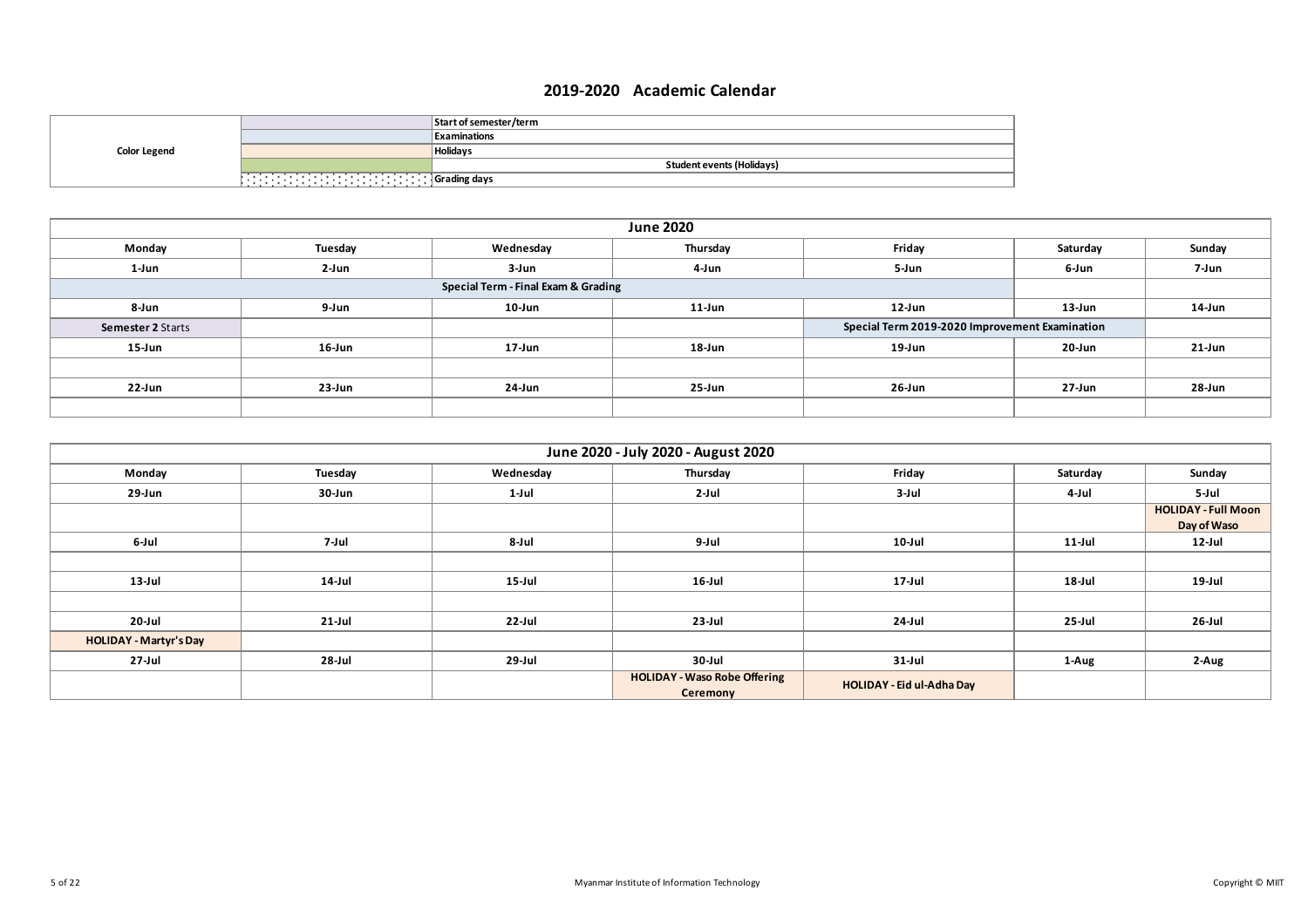# 2019-2020 Academic Calendar

| Color Legend | |
|---|---|
| | Start of semester/term |
| | Examinations |
| | Holidays |
| | Student events (Holidays) |
| | Grading days |

| June 2020 | | | | | | |
|---|---|---|---|---|---|---|
| **Monday** | **Tuesday** | **Wednesday** | **Thursday** | **Friday** | **Saturday** | **Sunday** |
| **1-Jun** | **2-Jun** | **3-Jun** | **4-Jun** | **5-Jun** | **6-Jun** | **7-Jun** |
| **Special Term - Final Exam & Grading** | | | | | | |
| **8-Jun** | **9-Jun** | **10-Jun** | **11-Jun** | **12-Jun** | **13-Jun** | **14-Jun** |
| **Semester 2** Starts | | | | **Special Term 2019-2020 Improvement Examination** | | |
| **15-Jun** | **16-Jun** | **17-Jun** | **18-Jun** | **19-Jun** | **20-Jun** | **21-Jun** |
| | | | | | | |
| **22-Jun** | **23-Jun** | **24-Jun** | **25-Jun** | **26-Jun** | **27-Jun** | **28-Jun** |
| | | | | | | |

| June 2020 - July 2020 - August 2020 | | | | | | |
|---|---|---|---|---|---|---|
| **Monday** | **Tuesday** | **Wednesday** | **Thursday** | **Friday** | **Saturday** | **Sunday** |
| **29-Jun** | **30-Jun** | **1-Jul** | **2-Jul** | **3-Jul** | **4-Jul** | **5-Jul** |
| | | | | | | **HOLIDAY - Full Moon Day of Waso** |
| **6-Jul** | **7-Jul** | **8-Jul** | **9-Jul** | **10-Jul** | **11-Jul** | **12-Jul** |
| | | | | | | |
| **13-Jul** | **14-Jul** | **15-Jul** | **16-Jul** | **17-Jul** | **18-Jul** | **19-Jul** |
| | | | | | | |
| **20-Jul** | **21-Jul** | **22-Jul** | **23-Jul** | **24-Jul** | **25-Jul** | **26-Jul** |
| **HOLIDAY - Martyr's Day** | | | | | | |
| **27-Jul** | **28-Jul** | **29-Jul** | **30-Jul** | **31-Jul** | **1-Aug** | **2-Aug** |
| | | | **HOLIDAY - Waso Robe Offering Ceremony** | **HOLIDAY - Eid ul-Adha Day** | | |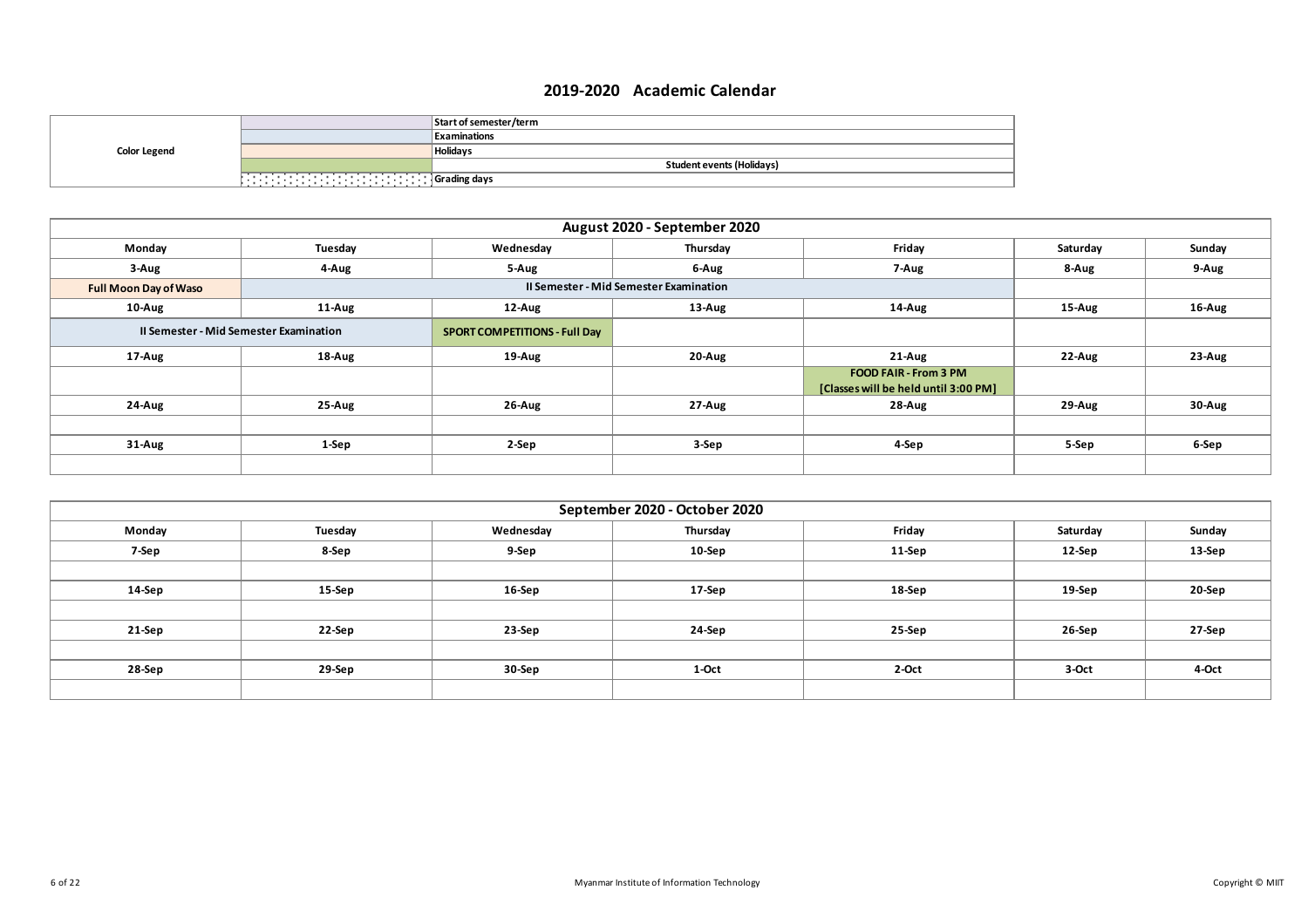# 2019-2020 Academic Calendar

| Color Legend | |
|---|---|
| | Start of semester/term |
| | Examinations |
| | Holidays |
| | Student events (Holidays) |
| | Grading days |

| August 2020 - September 2020 | | | | | | |
|---|---|---|---|---|---|---|
| **Monday** | **Tuesday** | **Wednesday** | **Thursday** | **Friday** | **Saturday** | **Sunday** |
| **3-Aug** | **4-Aug** | **5-Aug** | **6-Aug** | **7-Aug** | **8-Aug** | **9-Aug** |
| **Full Moon Day of Waso** | **II Semester - Mid Semester Examination** | | | | | |
| **10-Aug** | **11-Aug** | **12-Aug** | **13-Aug** | **14-Aug** | **15-Aug** | **16-Aug** |
| **II Semester - Mid Semester Examination** | | **SPORT COMPETITIONS - Full Day** | | | | |
| **17-Aug** | **18-Aug** | **19-Aug** | **20-Aug** | **21-Aug** | **22-Aug** | **23-Aug** |
| | | | | **FOOD FAIR - From 3 PM [Classes will be held until 3:00 PM]** | | |
| **24-Aug** | **25-Aug** | **26-Aug** | **27-Aug** | **28-Aug** | **29-Aug** | **30-Aug** |
| | | | | | | |
| **31-Aug** | **1-Sep** | **2-Sep** | **3-Sep** | **4-Sep** | **5-Sep** | **6-Sep** |
| | | | | | | |

| September 2020 - October 2020 | | | | | | |
|---|---|---|---|---|---|---|
| **Monday** | **Tuesday** | **Wednesday** | **Thursday** | **Friday** | **Saturday** | **Sunday** |
| **7-Sep** | **8-Sep** | **9-Sep** | **10-Sep** | **11-Sep** | **12-Sep** | **13-Sep** |
| | | | | | | |
| **14-Sep** | **15-Sep** | **16-Sep** | **17-Sep** | **18-Sep** | **19-Sep** | **20-Sep** |
| | | | | | | |
| **21-Sep** | **22-Sep** | **23-Sep** | **24-Sep** | **25-Sep** | **26-Sep** | **27-Sep** |
| | | | | | | |
| **28-Sep** | **29-Sep** | **30-Sep** | **1-Oct** | **2-Oct** | **3-Oct** | **4-Oct** |
| | | | | | | |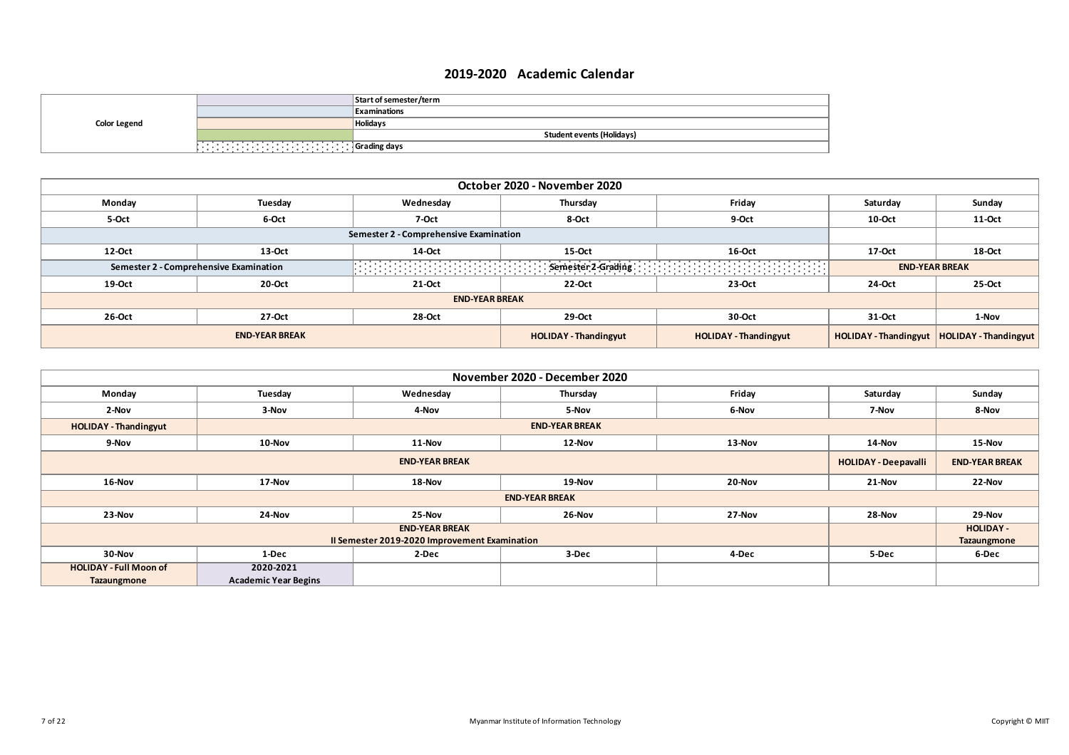# 2019-2020 Academic Calendar

| Color Legend | | |
| --- | --- | --- |
| | | Start of semester/term |
| | | Examinations |
| | | Holidays |
| | | Student events (Holidays) |
| | | Grading days |

| October 2020 - November 2020 | | | | | | |
| --- | --- | --- | --- | --- | --- | --- |
| Monday | Tuesday | Wednesday | Thursday | Friday | Saturday | Sunday |
| 5-Oct | 6-Oct | 7-Oct | 8-Oct | 9-Oct | 10-Oct | 11-Oct |
| Semester 2 - Comprehensive Examination | | | | | | |
| 12-Oct | 13-Oct | 14-Oct | 15-Oct | 16-Oct | 17-Oct | 18-Oct |
| Semester 2 - Comprehensive Examination | | Semester 2 Grading | | | END-YEAR BREAK | |
| 19-Oct | 20-Oct | 21-Oct | 22-Oct | 23-Oct | 24-Oct | 25-Oct |
| END-YEAR BREAK | | | | | | |
| 26-Oct | 27-Oct | 28-Oct | 29-Oct | 30-Oct | 31-Oct | 1-Nov |
| END-YEAR BREAK | | | HOLIDAY - Thandingyut | HOLIDAY - Thandingyut | HOLIDAY - Thandingyut | HOLIDAY - Thandingyut |

| November 2020 - December 2020 | | | | | | |
| --- | --- | --- | --- | --- | --- | --- |
| Monday | Tuesday | Wednesday | Thursday | Friday | Saturday | Sunday |
| 2-Nov | 3-Nov | 4-Nov | 5-Nov | 6-Nov | 7-Nov | 8-Nov |
| HOLIDAY - Thandingyut | END-YEAR BREAK | | | | | |
| 9-Nov | 10-Nov | 11-Nov | 12-Nov | 13-Nov | 14-Nov | 15-Nov |
| END-YEAR BREAK | | | | | HOLIDAY - Deepavalli | END-YEAR BREAK |
| 16-Nov | 17-Nov | 18-Nov | 19-Nov | 20-Nov | 21-Nov | 22-Nov |
| END-YEAR BREAK | | | | | | |
| 23-Nov | 24-Nov | 25-Nov | 26-Nov | 27-Nov | 28-Nov | 29-Nov |
| END-YEAR BREAK<br>II Semester 2019-2020 Improvement Examination | | | | | | HOLIDAY - Tazaungmone |
| 30-Nov | 1-Dec | 2-Dec | 3-Dec | 4-Dec | 5-Dec | 6-Dec |
| HOLIDAY - Full Moon of Tazaungmone | 2020-2021 Academic Year Begins | | | | | |

Myanmar Institute of Information Technology

Copyright © MIIT